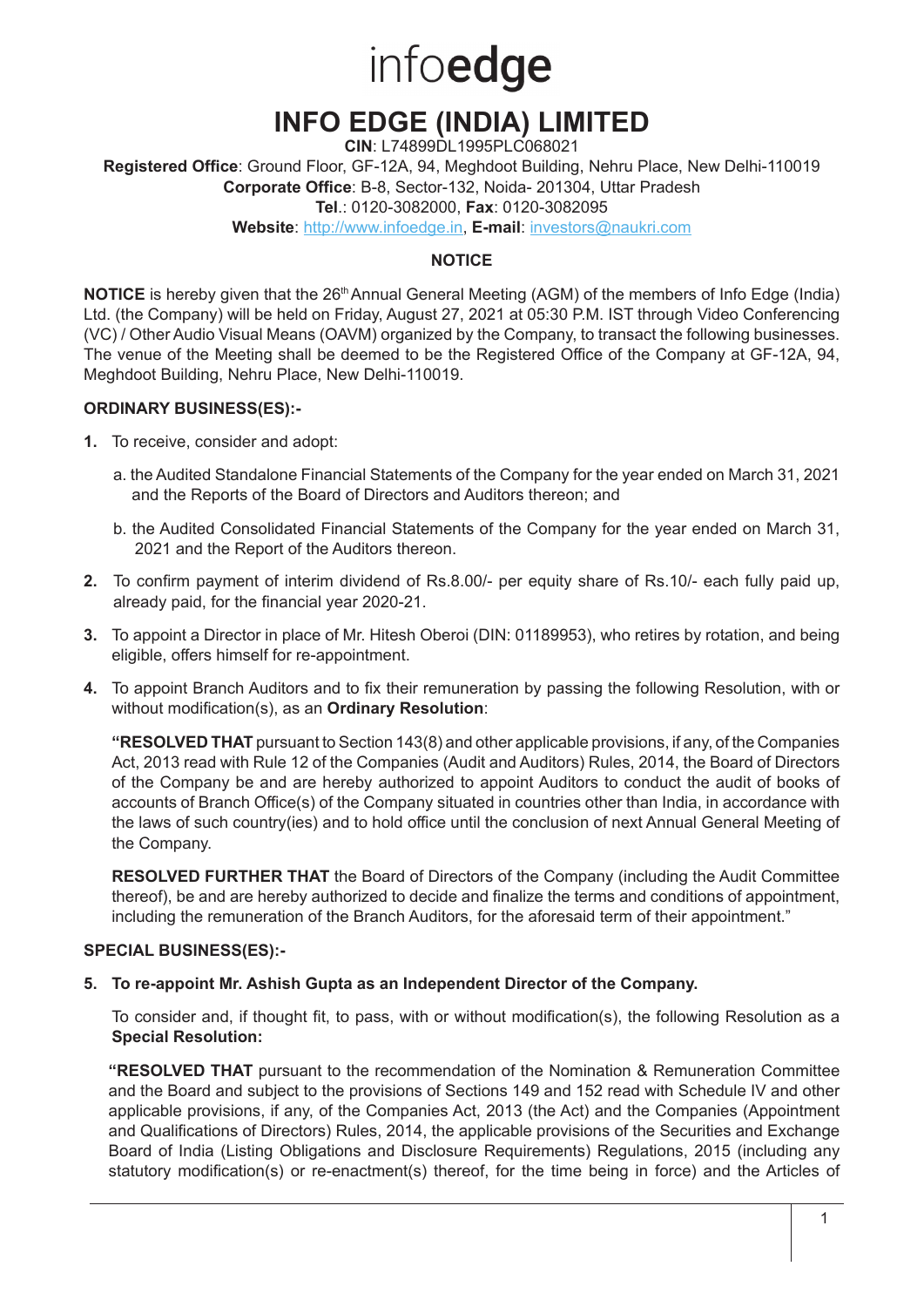infoedge

# INFO EDGE (INDIA) LIMITED

**CIN**: L74899DL1995PLC068021

**Registered Office**: Ground Floor, GF-12A, 94, Meghdoot Building, Nehru Place, New Delhi-110019

**Corporate Office**: B-8, Sector-132, Noida- 201304, Uttar Pradesh

**Tel**.: 0120-3082000, **Fax**: 0120-3082095

**Website**: http://www.infoedge.in, **E-mail**: investors@naukri.com

## NOTICE

**NOTICE** is hereby given that the 26th Annual General Meeting (AGM) of the members of Info Edge (India) Ltd. (the Company) will be held on Friday, August 27, 2021 at 05:30 P.M. IST through Video Conferencing (VC) / Other Audio Visual Means (OAVM) organized by the Company, to transact the following businesses. The venue of the Meeting shall be deemed to be the Registered Office of the Company at GF-12A, 94, Meghdoot Building, Nehru Place, New Delhi-110019.

### ORDINARY BUSINESS(ES):-

1. To receive, consider and adopt:

   a. the Audited Standalone Financial Statements of the Company for the year ended on March 31, 2021 and the Reports of the Board of Directors and Auditors thereon; and

   b. the Audited Consolidated Financial Statements of the Company for the year ended on March 31, 2021 and the Report of the Auditors thereon.

2. To confirm payment of interim dividend of Rs.8.00/- per equity share of Rs.10/- each fully paid up, already paid, for the financial year 2020-21.

3. To appoint a Director in place of Mr. Hitesh Oberoi (DIN: 01189953), who retires by rotation, and being eligible, offers himself for re-appointment.

4. To appoint Branch Auditors and to fix their remuneration by passing the following Resolution, with or without modification(s), as an **Ordinary Resolution**:

   **"RESOLVED THAT** pursuant to Section 143(8) and other applicable provisions, if any, of the Companies Act, 2013 read with Rule 12 of the Companies (Audit and Auditors) Rules, 2014, the Board of Directors of the Company be and are hereby authorized to appoint Auditors to conduct the audit of books of accounts of Branch Office(s) of the Company situated in countries other than India, in accordance with the laws of such country(ies) and to hold office until the conclusion of next Annual General Meeting of the Company.

   **RESOLVED FURTHER THAT** the Board of Directors of the Company (including the Audit Committee thereof), be and are hereby authorized to decide and finalize the terms and conditions of appointment, including the remuneration of the Branch Auditors, for the aforesaid term of their appointment."

### SPECIAL BUSINESS(ES):-

5. **To re-appoint Mr. Ashish Gupta as an Independent Director of the Company.**

   To consider and, if thought fit, to pass, with or without modification(s), the following Resolution as a **Special Resolution:**

   **"RESOLVED THAT** pursuant to the recommendation of the Nomination & Remuneration Committee and the Board and subject to the provisions of Sections 149 and 152 read with Schedule IV and other applicable provisions, if any, of the Companies Act, 2013 (the Act) and the Companies (Appointment and Qualifications of Directors) Rules, 2014, the applicable provisions of the Securities and Exchange Board of India (Listing Obligations and Disclosure Requirements) Regulations, 2015 (including any statutory modification(s) or re-enactment(s) thereof, for the time being in force) and the Articles of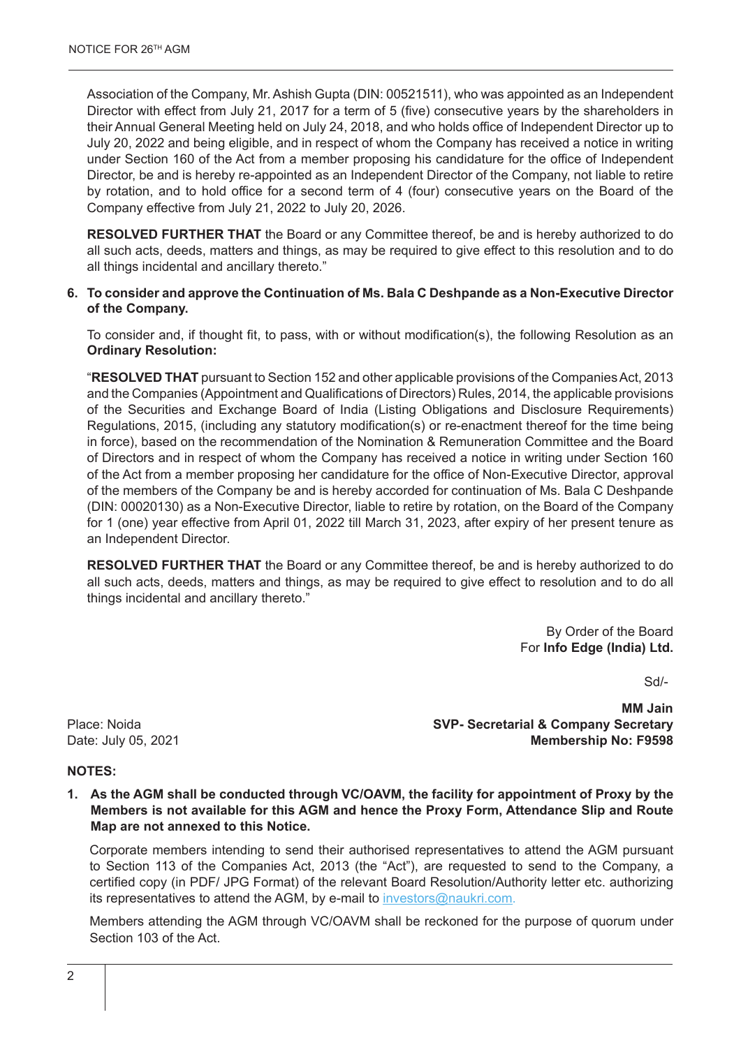Association of the Company, Mr. Ashish Gupta (DIN: 00521511), who was appointed as an Independent Director with effect from July 21, 2017 for a term of 5 (five) consecutive years by the shareholders in their Annual General Meeting held on July 24, 2018, and who holds office of Independent Director up to July 20, 2022 and being eligible, and in respect of whom the Company has received a notice in writing under Section 160 of the Act from a member proposing his candidature for the office of Independent Director, be and is hereby re-appointed as an Independent Director of the Company, not liable to retire by rotation, and to hold office for a second term of 4 (four) consecutive years on the Board of the Company effective from July 21, 2022 to July 20, 2026.

**RESOLVED FURTHER THAT** the Board or any Committee thereof, be and is hereby authorized to do all such acts, deeds, matters and things, as may be required to give effect to this resolution and to do all things incidental and ancillary thereto."

**6. To consider and approve the Continuation of Ms. Bala C Deshpande as a Non-Executive Director of the Company.**

To consider and, if thought fit, to pass, with or without modification(s), the following Resolution as an **Ordinary Resolution:**

"**RESOLVED THAT** pursuant to Section 152 and other applicable provisions of the Companies Act, 2013 and the Companies (Appointment and Qualifications of Directors) Rules, 2014, the applicable provisions of the Securities and Exchange Board of India (Listing Obligations and Disclosure Requirements) Regulations, 2015, (including any statutory modification(s) or re-enactment thereof for the time being in force), based on the recommendation of the Nomination & Remuneration Committee and the Board of Directors and in respect of whom the Company has received a notice in writing under Section 160 of the Act from a member proposing her candidature for the office of Non-Executive Director, approval of the members of the Company be and is hereby accorded for continuation of Ms. Bala C Deshpande (DIN: 00020130) as a Non-Executive Director, liable to retire by rotation, on the Board of the Company for 1 (one) year effective from April 01, 2022 till March 31, 2023, after expiry of her present tenure as an Independent Director.

**RESOLVED FURTHER THAT** the Board or any Committee thereof, be and is hereby authorized to do all such acts, deeds, matters and things, as may be required to give effect to resolution and to do all things incidental and ancillary thereto."

By Order of the Board
For **Info Edge (India) Ltd.**

Sd/-

**MM Jain**
**SVP- Secretarial & Company Secretary**
**Membership No: F9598**

Place: Noida
Date: July 05, 2021

**NOTES:**

**1. As the AGM shall be conducted through VC/OAVM, the facility for appointment of Proxy by the Members is not available for this AGM and hence the Proxy Form, Attendance Slip and Route Map are not annexed to this Notice.**

Corporate members intending to send their authorised representatives to attend the AGM pursuant to Section 113 of the Companies Act, 2013 (the "Act"), are requested to send to the Company, a certified copy (in PDF/ JPG Format) of the relevant Board Resolution/Authority letter etc. authorizing its representatives to attend the AGM, by e-mail to investors@naukri.com.

Members attending the AGM through VC/OAVM shall be reckoned for the purpose of quorum under Section 103 of the Act.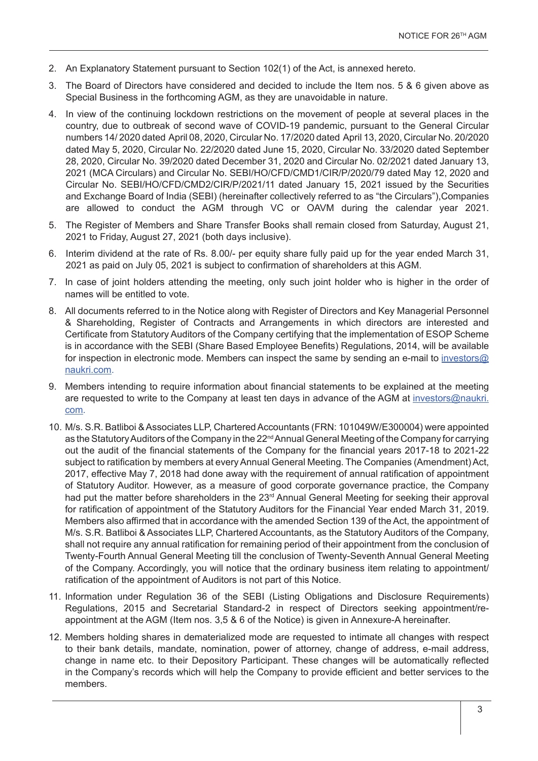2. An Explanatory Statement pursuant to Section 102(1) of the Act, is annexed hereto.
3. The Board of Directors have considered and decided to include the Item nos. 5 & 6 given above as Special Business in the forthcoming AGM, as they are unavoidable in nature.
4. In view of the continuing lockdown restrictions on the movement of people at several places in the country, due to outbreak of second wave of COVID-19 pandemic, pursuant to the General Circular numbers 14/ 2020 dated April 08, 2020, Circular No. 17/2020 dated April 13, 2020, Circular No. 20/2020 dated May 5, 2020, Circular No. 22/2020 dated June 15, 2020, Circular No. 33/2020 dated September 28, 2020, Circular No. 39/2020 dated December 31, 2020 and Circular No. 02/2021 dated January 13, 2021 (MCA Circulars) and Circular No. SEBI/HO/CFD/CMD1/CIR/P/2020/79 dated May 12, 2020 and Circular No. SEBI/HO/CFD/CMD2/CIR/P/2021/11 dated January 15, 2021 issued by the Securities and Exchange Board of India (SEBI) (hereinafter collectively referred to as "the Circulars"),Companies are allowed to conduct the AGM through VC or OAVM during the calendar year 2021.
5. The Register of Members and Share Transfer Books shall remain closed from Saturday, August 21, 2021 to Friday, August 27, 2021 (both days inclusive).
6. Interim dividend at the rate of Rs. 8.00/- per equity share fully paid up for the year ended March 31, 2021 as paid on July 05, 2021 is subject to confirmation of shareholders at this AGM.
7. In case of joint holders attending the meeting, only such joint holder who is higher in the order of names will be entitled to vote.
8. All documents referred to in the Notice along with Register of Directors and Key Managerial Personnel & Shareholding, Register of Contracts and Arrangements in which directors are interested and Certificate from Statutory Auditors of the Company certifying that the implementation of ESOP Scheme is in accordance with the SEBI (Share Based Employee Benefits) Regulations, 2014, will be available for inspection in electronic mode. Members can inspect the same by sending an e-mail to investors@naukri.com.
9. Members intending to require information about financial statements to be explained at the meeting are requested to write to the Company at least ten days in advance of the AGM at investors@naukri.com.
10. M/s. S.R. Batliboi & Associates LLP, Chartered Accountants (FRN: 101049W/E300004) were appointed as the Statutory Auditors of the Company in the 22nd Annual General Meeting of the Company for carrying out the audit of the financial statements of the Company for the financial years 2017-18 to 2021-22 subject to ratification by members at every Annual General Meeting. The Companies (Amendment) Act, 2017, effective May 7, 2018 had done away with the requirement of annual ratification of appointment of Statutory Auditor. However, as a measure of good corporate governance practice, the Company had put the matter before shareholders in the 23rd Annual General Meeting for seeking their approval for ratification of appointment of the Statutory Auditors for the Financial Year ended March 31, 2019. Members also affirmed that in accordance with the amended Section 139 of the Act, the appointment of M/s. S.R. Batliboi & Associates LLP, Chartered Accountants, as the Statutory Auditors of the Company, shall not require any annual ratification for remaining period of their appointment from the conclusion of Twenty-Fourth Annual General Meeting till the conclusion of Twenty-Seventh Annual General Meeting of the Company. Accordingly, you will notice that the ordinary business item relating to appointment/ratification of the appointment of Auditors is not part of this Notice.
11. Information under Regulation 36 of the SEBI (Listing Obligations and Disclosure Requirements) Regulations, 2015 and Secretarial Standard-2 in respect of Directors seeking appointment/re-appointment at the AGM (Item nos. 3,5 & 6 of the Notice) is given in Annexure-A hereinafter.
12. Members holding shares in dematerialized mode are requested to intimate all changes with respect to their bank details, mandate, nomination, power of attorney, change of address, e-mail address, change in name etc. to their Depository Participant. These changes will be automatically reflected in the Company's records which will help the Company to provide efficient and better services to the members.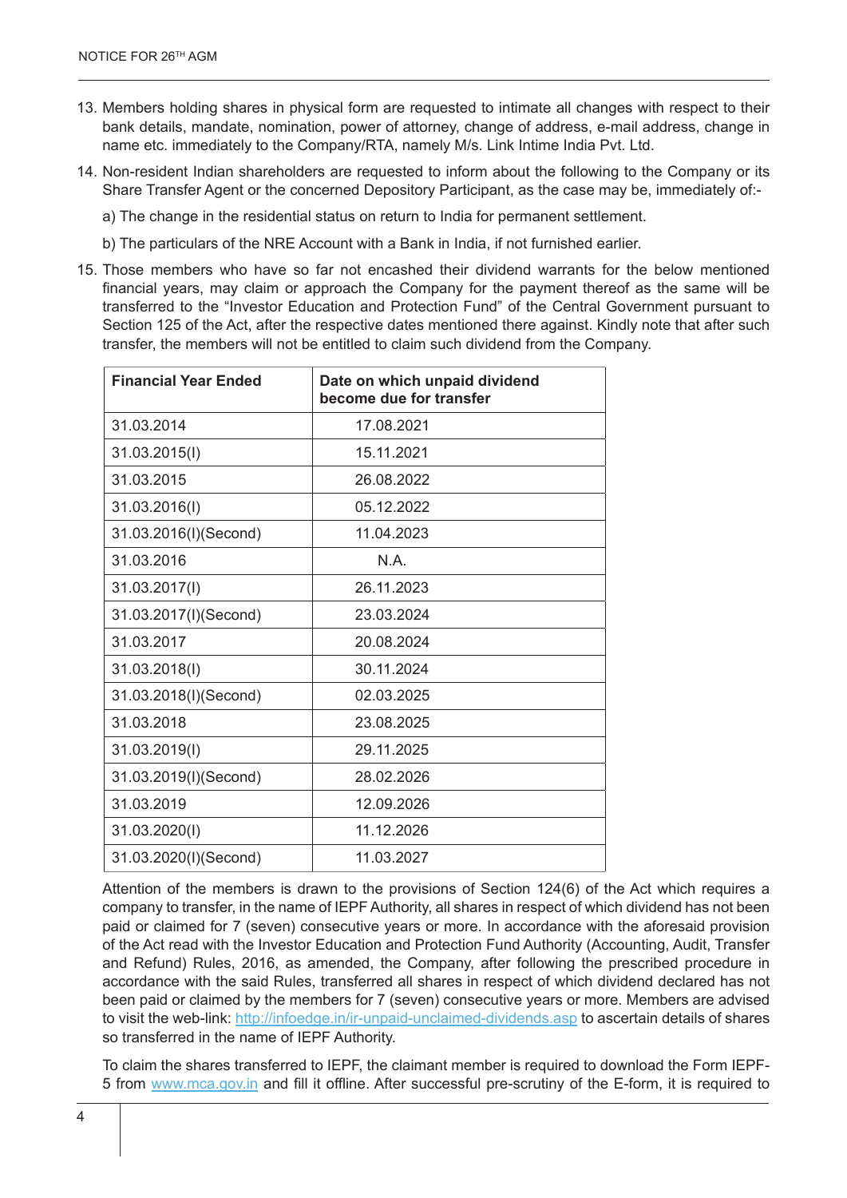13. Members holding shares in physical form are requested to intimate all changes with respect to their bank details, mandate, nomination, power of attorney, change of address, e-mail address, change in name etc. immediately to the Company/RTA, namely M/s. Link Intime India Pvt. Ltd.

14. Non-resident Indian shareholders are requested to inform about the following to the Company or its Share Transfer Agent or the concerned Depository Participant, as the case may be, immediately of:-

    a) The change in the residential status on return to India for permanent settlement.

    b) The particulars of the NRE Account with a Bank in India, if not furnished earlier.

15. Those members who have so far not encashed their dividend warrants for the below mentioned financial years, may claim or approach the Company for the payment thereof as the same will be transferred to the "Investor Education and Protection Fund" of the Central Government pursuant to Section 125 of the Act, after the respective dates mentioned there against. Kindly note that after such transfer, the members will not be entitled to claim such dividend from the Company.

| **Financial Year Ended** | **Date on which unpaid dividend become due for transfer** |
|---|---|
| 31.03.2014 | 17.08.2021 |
| 31.03.2015(I) | 15.11.2021 |
| 31.03.2015 | 26.08.2022 |
| 31.03.2016(I) | 05.12.2022 |
| 31.03.2016(I)(Second) | 11.04.2023 |
| 31.03.2016 | N.A. |
| 31.03.2017(I) | 26.11.2023 |
| 31.03.2017(I)(Second) | 23.03.2024 |
| 31.03.2017 | 20.08.2024 |
| 31.03.2018(I) | 30.11.2024 |
| 31.03.2018(I)(Second) | 02.03.2025 |
| 31.03.2018 | 23.08.2025 |
| 31.03.2019(I) | 29.11.2025 |
| 31.03.2019(I)(Second) | 28.02.2026 |
| 31.03.2019 | 12.09.2026 |
| 31.03.2020(I) | 11.12.2026 |
| 31.03.2020(I)(Second) | 11.03.2027 |

Attention of the members is drawn to the provisions of Section 124(6) of the Act which requires a company to transfer, in the name of IEPF Authority, all shares in respect of which dividend has not been paid or claimed for 7 (seven) consecutive years or more. In accordance with the aforesaid provision of the Act read with the Investor Education and Protection Fund Authority (Accounting, Audit, Transfer and Refund) Rules, 2016, as amended, the Company, after following the prescribed procedure in accordance with the said Rules, transferred all shares in respect of which dividend declared has not been paid or claimed by the members for 7 (seven) consecutive years or more. Members are advised to visit the web-link: http://infoedge.in/ir-unpaid-unclaimed-dividends.asp to ascertain details of shares so transferred in the name of IEPF Authority.

To claim the shares transferred to IEPF, the claimant member is required to download the Form IEPF-5 from www.mca.gov.in and fill it offline. After successful pre-scrutiny of the E-form, it is required to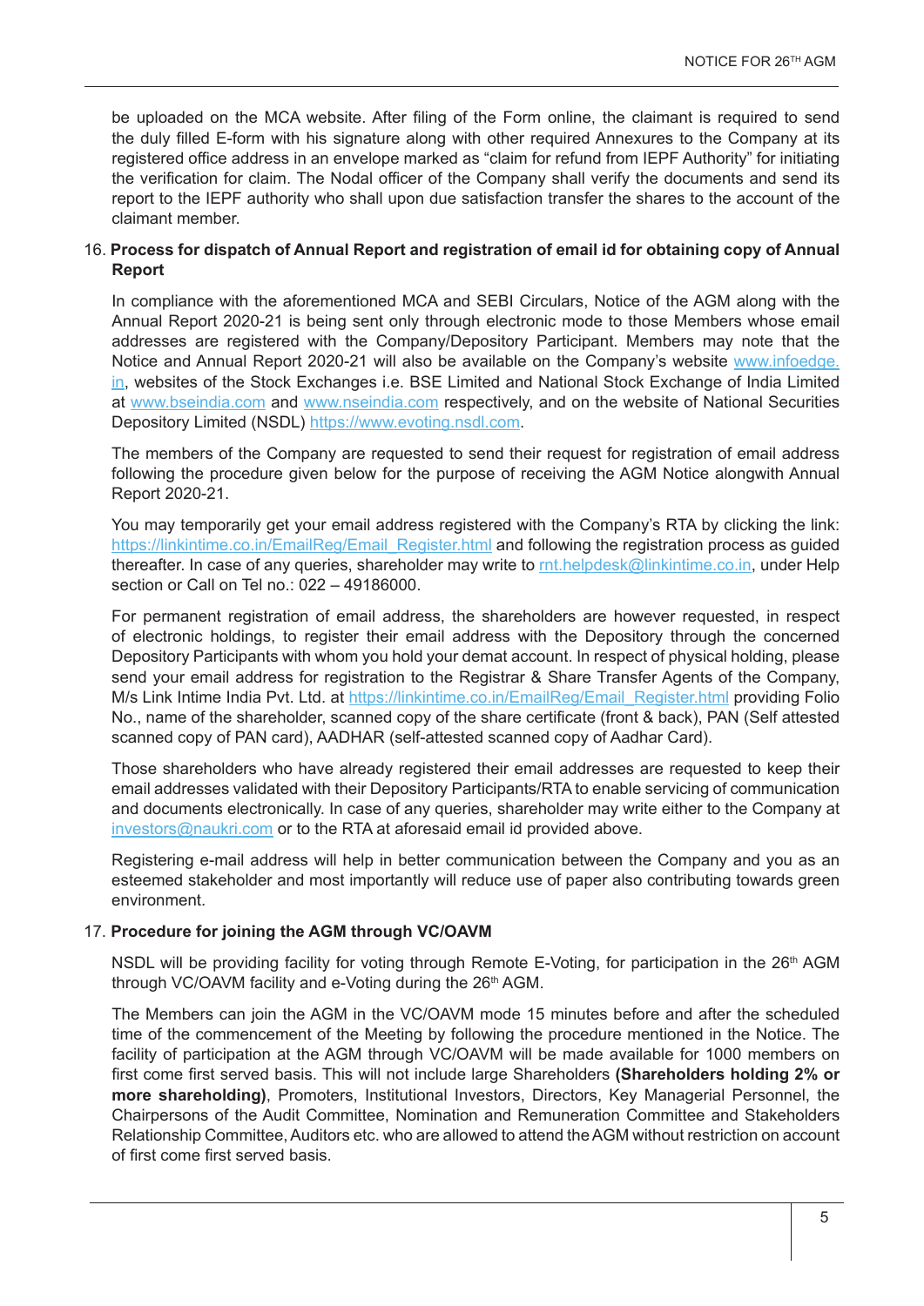be uploaded on the MCA website. After filing of the Form online, the claimant is required to send the duly filled E-form with his signature along with other required Annexures to the Company at its registered office address in an envelope marked as "claim for refund from IEPF Authority" for initiating the verification for claim. The Nodal officer of the Company shall verify the documents and send its report to the IEPF authority who shall upon due satisfaction transfer the shares to the account of the claimant member.

16. **Process for dispatch of Annual Report and registration of email id for obtaining copy of Annual Report**

    In compliance with the aforementioned MCA and SEBI Circulars, Notice of the AGM along with the Annual Report 2020-21 is being sent only through electronic mode to those Members whose email addresses are registered with the Company/Depository Participant. Members may note that the Notice and Annual Report 2020-21 will also be available on the Company's website www.infoedge.in, websites of the Stock Exchanges i.e. BSE Limited and National Stock Exchange of India Limited at www.bseindia.com and www.nseindia.com respectively, and on the website of National Securities Depository Limited (NSDL) https://www.evoting.nsdl.com.

    The members of the Company are requested to send their request for registration of email address following the procedure given below for the purpose of receiving the AGM Notice alongwith Annual Report 2020-21.

    You may temporarily get your email address registered with the Company's RTA by clicking the link: https://linkintime.co.in/EmailReg/Email_Register.html and following the registration process as guided thereafter. In case of any queries, shareholder may write to rnt.helpdesk@linkintime.co.in, under Help section or Call on Tel no.: 022 – 49186000.

    For permanent registration of email address, the shareholders are however requested, in respect of electronic holdings, to register their email address with the Depository through the concerned Depository Participants with whom you hold your demat account. In respect of physical holding, please send your email address for registration to the Registrar & Share Transfer Agents of the Company, M/s Link Intime India Pvt. Ltd. at https://linkintime.co.in/EmailReg/Email_Register.html providing Folio No., name of the shareholder, scanned copy of the share certificate (front & back), PAN (Self attested scanned copy of PAN card), AADHAR (self-attested scanned copy of Aadhar Card).

    Those shareholders who have already registered their email addresses are requested to keep their email addresses validated with their Depository Participants/RTA to enable servicing of communication and documents electronically. In case of any queries, shareholder may write either to the Company at investors@naukri.com or to the RTA at aforesaid email id provided above.

    Registering e-mail address will help in better communication between the Company and you as an esteemed stakeholder and most importantly will reduce use of paper also contributing towards green environment.

17. **Procedure for joining the AGM through VC/OAVM**

    NSDL will be providing facility for voting through Remote E-Voting, for participation in the 26th AGM through VC/OAVM facility and e-Voting during the 26th AGM.

    The Members can join the AGM in the VC/OAVM mode 15 minutes before and after the scheduled time of the commencement of the Meeting by following the procedure mentioned in the Notice. The facility of participation at the AGM through VC/OAVM will be made available for 1000 members on first come first served basis. This will not include large Shareholders **(Shareholders holding 2% or more shareholding)**, Promoters, Institutional Investors, Directors, Key Managerial Personnel, the Chairpersons of the Audit Committee, Nomination and Remuneration Committee and Stakeholders Relationship Committee, Auditors etc. who are allowed to attend the AGM without restriction on account of first come first served basis.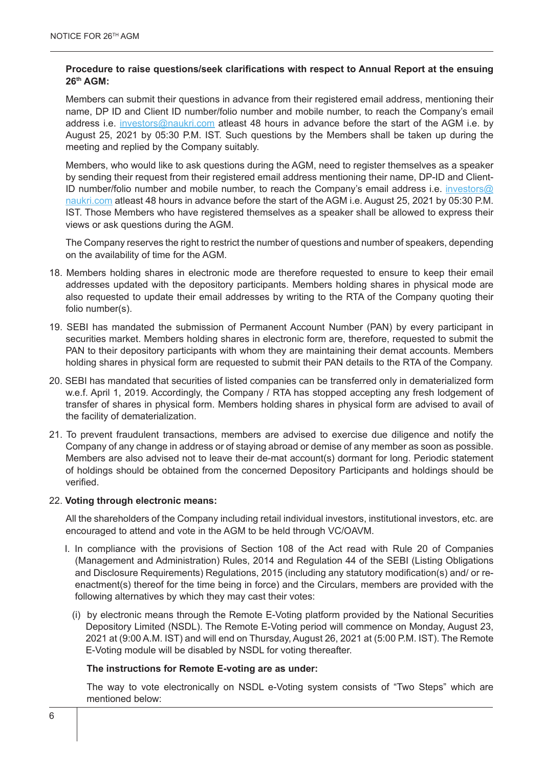**Procedure to raise questions/seek clarifications with respect to Annual Report at the ensuing 26th AGM:**

Members can submit their questions in advance from their registered email address, mentioning their name, DP ID and Client ID number/folio number and mobile number, to reach the Company's email address i.e. investors@naukri.com atleast 48 hours in advance before the start of the AGM i.e. by August 25, 2021 by 05:30 P.M. IST. Such questions by the Members shall be taken up during the meeting and replied by the Company suitably.

Members, who would like to ask questions during the AGM, need to register themselves as a speaker by sending their request from their registered email address mentioning their name, DP-ID and Client-ID number/folio number and mobile number, to reach the Company's email address i.e. investors@naukri.com atleast 48 hours in advance before the start of the AGM i.e. August 25, 2021 by 05:30 P.M. IST. Those Members who have registered themselves as a speaker shall be allowed to express their views or ask questions during the AGM.

The Company reserves the right to restrict the number of questions and number of speakers, depending on the availability of time for the AGM.

18. Members holding shares in electronic mode are therefore requested to ensure to keep their email addresses updated with the depository participants. Members holding shares in physical mode are also requested to update their email addresses by writing to the RTA of the Company quoting their folio number(s).

19. SEBI has mandated the submission of Permanent Account Number (PAN) by every participant in securities market. Members holding shares in electronic form are, therefore, requested to submit the PAN to their depository participants with whom they are maintaining their demat accounts. Members holding shares in physical form are requested to submit their PAN details to the RTA of the Company.

20. SEBI has mandated that securities of listed companies can be transferred only in dematerialized form w.e.f. April 1, 2019. Accordingly, the Company / RTA has stopped accepting any fresh lodgement of transfer of shares in physical form. Members holding shares in physical form are advised to avail of the facility of dematerialization.

21. To prevent fraudulent transactions, members are advised to exercise due diligence and notify the Company of any change in address or of staying abroad or demise of any member as soon as possible. Members are also advised not to leave their de-mat account(s) dormant for long. Periodic statement of holdings should be obtained from the concerned Depository Participants and holdings should be verified.

22. **Voting through electronic means:**

    All the shareholders of the Company including retail individual investors, institutional investors, etc. are encouraged to attend and vote in the AGM to be held through VC/OAVM.

    I. In compliance with the provisions of Section 108 of the Act read with Rule 20 of Companies (Management and Administration) Rules, 2014 and Regulation 44 of the SEBI (Listing Obligations and Disclosure Requirements) Regulations, 2015 (including any statutory modification(s) and/ or re-enactment(s) thereof for the time being in force) and the Circulars, members are provided with the following alternatives by which they may cast their votes:

       (i) by electronic means through the Remote E-Voting platform provided by the National Securities Depository Limited (NSDL). The Remote E-Voting period will commence on Monday, August 23, 2021 at (9:00 A.M. IST) and will end on Thursday, August 26, 2021 at (5:00 P.M. IST). The Remote E-Voting module will be disabled by NSDL for voting thereafter.

       **The instructions for Remote E-voting are as under:**

       The way to vote electronically on NSDL e-Voting system consists of "Two Steps" which are mentioned below: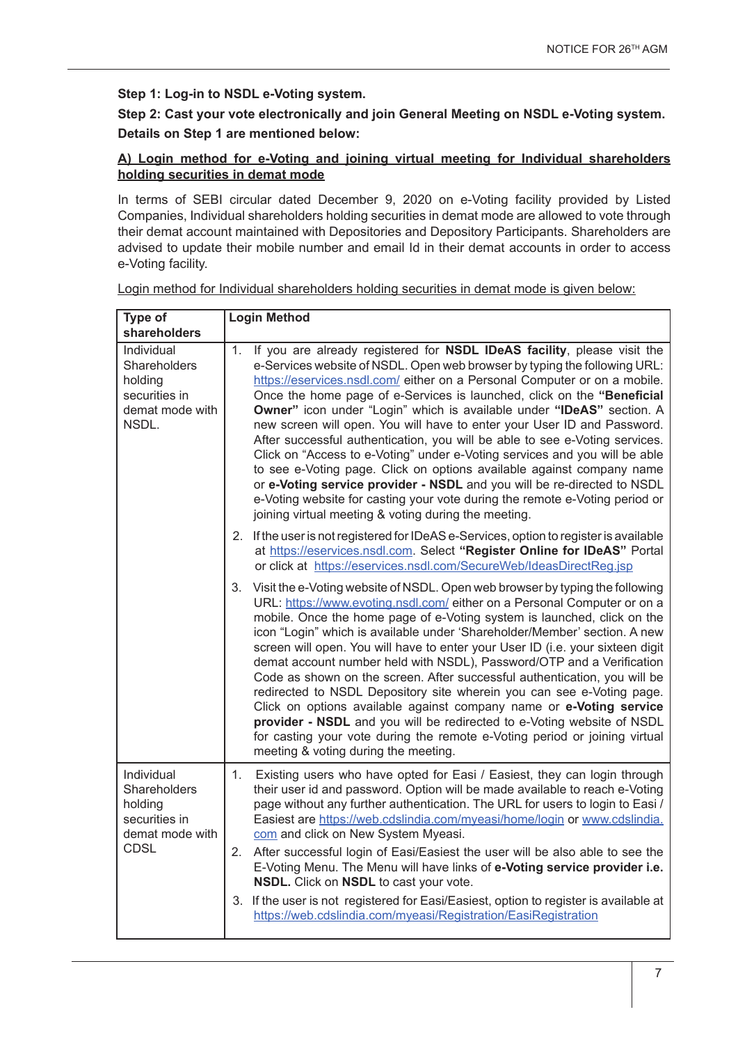**Step 1: Log-in to NSDL e-Voting system.**

**Step 2: Cast your vote electronically and join General Meeting on NSDL e-Voting system.**

**Details on Step 1 are mentioned below:**

**A) Login method for e-Voting and joining virtual meeting for Individual shareholders holding securities in demat mode**

In terms of SEBI circular dated December 9, 2020 on e-Voting facility provided by Listed Companies, Individual shareholders holding securities in demat mode are allowed to vote through their demat account maintained with Depositories and Depository Participants. Shareholders are advised to update their mobile number and email Id in their demat accounts in order to access e-Voting facility.

Login method for Individual shareholders holding securities in demat mode is given below:

| Type of shareholders | Login Method |
|---|---|
| Individual Shareholders holding securities in demat mode with NSDL. | 1. If you are already registered for **NSDL IDeAS facility**, please visit the e-Services website of NSDL. Open web browser by typing the following URL: https://eservices.nsdl.com/ either on a Personal Computer or on a mobile. Once the home page of e-Services is launched, click on the **"Beneficial Owner"** icon under "Login" which is available under **"IDeAS"** section. A new screen will open. You will have to enter your User ID and Password. After successful authentication, you will be able to see e-Voting services. Click on "Access to e-Voting" under e-Voting services and you will be able to see e-Voting page. Click on options available against company name or **e-Voting service provider - NSDL** and you will be re-directed to NSDL e-Voting website for casting your vote during the remote e-Voting period or joining virtual meeting & voting during the meeting.<br>2. If the user is not registered for IDeAS e-Services, option to register is available at https://eservices.nsdl.com. Select **"Register Online for IDeAS"** Portal or click at https://eservices.nsdl.com/SecureWeb/IdeasDirectReg.jsp<br>3. Visit the e-Voting website of NSDL. Open web browser by typing the following URL: https://www.evoting.nsdl.com/ either on a Personal Computer or on a mobile. Once the home page of e-Voting system is launched, click on the icon "Login" which is available under 'Shareholder/Member' section. A new screen will open. You will have to enter your User ID (i.e. your sixteen digit demat account number held with NSDL), Password/OTP and a Verification Code as shown on the screen. After successful authentication, you will be redirected to NSDL Depository site wherein you can see e-Voting page. Click on options available against company name or **e-Voting service provider - NSDL** and you will be redirected to e-Voting website of NSDL for casting your vote during the remote e-Voting period or joining virtual meeting & voting during the meeting. |
| Individual Shareholders holding securities in demat mode with CDSL | 1. Existing users who have opted for Easi / Easiest, they can login through their user id and password. Option will be made available to reach e-Voting page without any further authentication. The URL for users to login to Easi / Easiest are https://web.cdslindia.com/myeasi/home/login or www.cdslindia.com and click on New System Myeasi.<br>2. After successful login of Easi/Easiest the user will be also able to see the E-Voting Menu. The Menu will have links of **e-Voting service provider i.e. NSDL.** Click on **NSDL** to cast your vote.<br>3. If the user is not registered for Easi/Easiest, option to register is available at https://web.cdslindia.com/myeasi/Registration/EasiRegistration |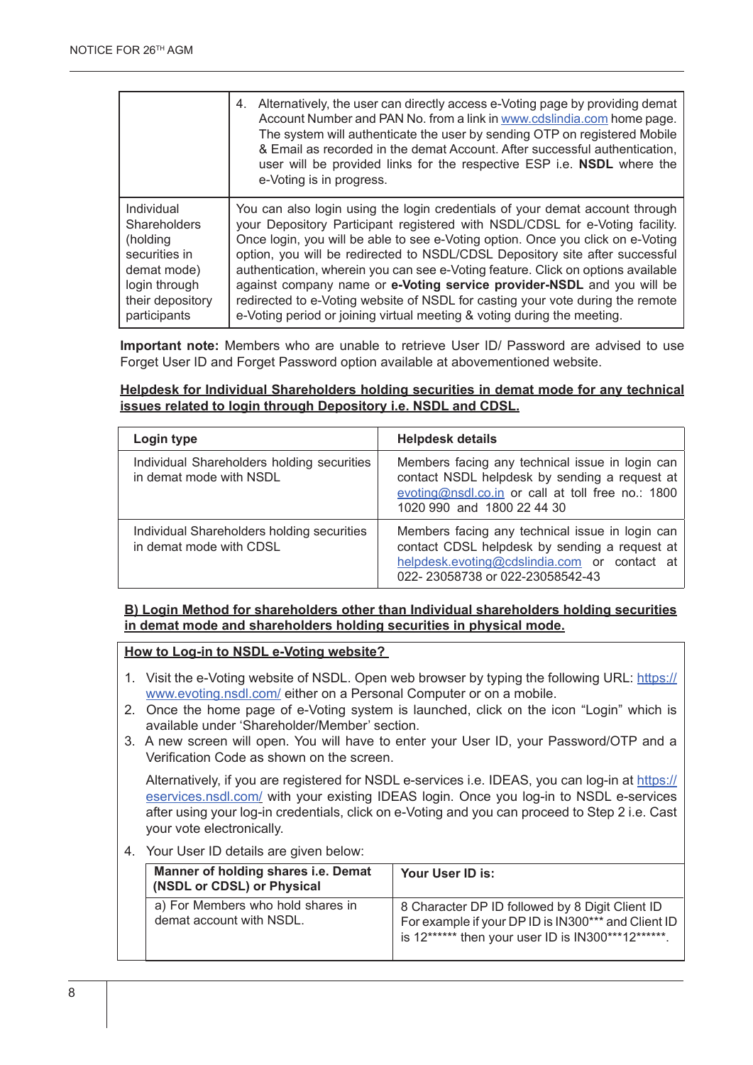|  |  |
|---|---|
|  | 4. Alternatively, the user can directly access e-Voting page by providing demat Account Number and PAN No. from a link in www.cdslindia.com home page. The system will authenticate the user by sending OTP on registered Mobile & Email as recorded in the demat Account. After successful authentication, user will be provided links for the respective ESP i.e. **NSDL** where the e-Voting is in progress. |
| Individual Shareholders (holding securities in demat mode) login through their depository participants | You can also login using the login credentials of your demat account through your Depository Participant registered with NSDL/CDSL for e-Voting facility. Once login, you will be able to see e-Voting option. Once you click on e-Voting option, you will be redirected to NSDL/CDSL Depository site after successful authentication, wherein you can see e-Voting feature. Click on options available against company name or **e-Voting service provider-NSDL** and you will be redirected to e-Voting website of NSDL for casting your vote during the remote e-Voting period or joining virtual meeting & voting during the meeting. |

**Important note:** Members who are unable to retrieve User ID/ Password are advised to use Forget User ID and Forget Password option available at abovementioned website.

**Helpdesk for Individual Shareholders holding securities in demat mode for any technical issues related to login through Depository i.e. NSDL and CDSL.**

| Login type | Helpdesk details |
|---|---|
| Individual Shareholders holding securities in demat mode with NSDL | Members facing any technical issue in login can contact NSDL helpdesk by sending a request at evoting@nsdl.co.in or call at toll free no.: 1800 1020 990 and 1800 22 44 30 |
| Individual Shareholders holding securities in demat mode with CDSL | Members facing any technical issue in login can contact CDSL helpdesk by sending a request at helpdesk.evoting@cdslindia.com or contact at 022- 23058738 or 022-23058542-43 |

**B) Login Method for shareholders other than Individual shareholders holding securities in demat mode and shareholders holding securities in physical mode.**

**How to Log-in to NSDL e-Voting website?**

1. Visit the e-Voting website of NSDL. Open web browser by typing the following URL: https://www.evoting.nsdl.com/ either on a Personal Computer or on a mobile.
2. Once the home page of e-Voting system is launched, click on the icon "Login" which is available under 'Shareholder/Member' section.
3. A new screen will open. You will have to enter your User ID, your Password/OTP and a Verification Code as shown on the screen.

   Alternatively, if you are registered for NSDL e-services i.e. IDEAS, you can log-in at https://eservices.nsdl.com/ with your existing IDEAS login. Once you log-in to NSDL e-services after using your log-in credentials, click on e-Voting and you can proceed to Step 2 i.e. Cast your vote electronically.
4. Your User ID details are given below:

| Manner of holding shares i.e. Demat (NSDL or CDSL) or Physical | Your User ID is: |
|---|---|
| a) For Members who hold shares in demat account with NSDL. | 8 Character DP ID followed by 8 Digit Client ID For example if your DP ID is IN300*** and Client ID is 12****** then your user ID is IN300***12******. |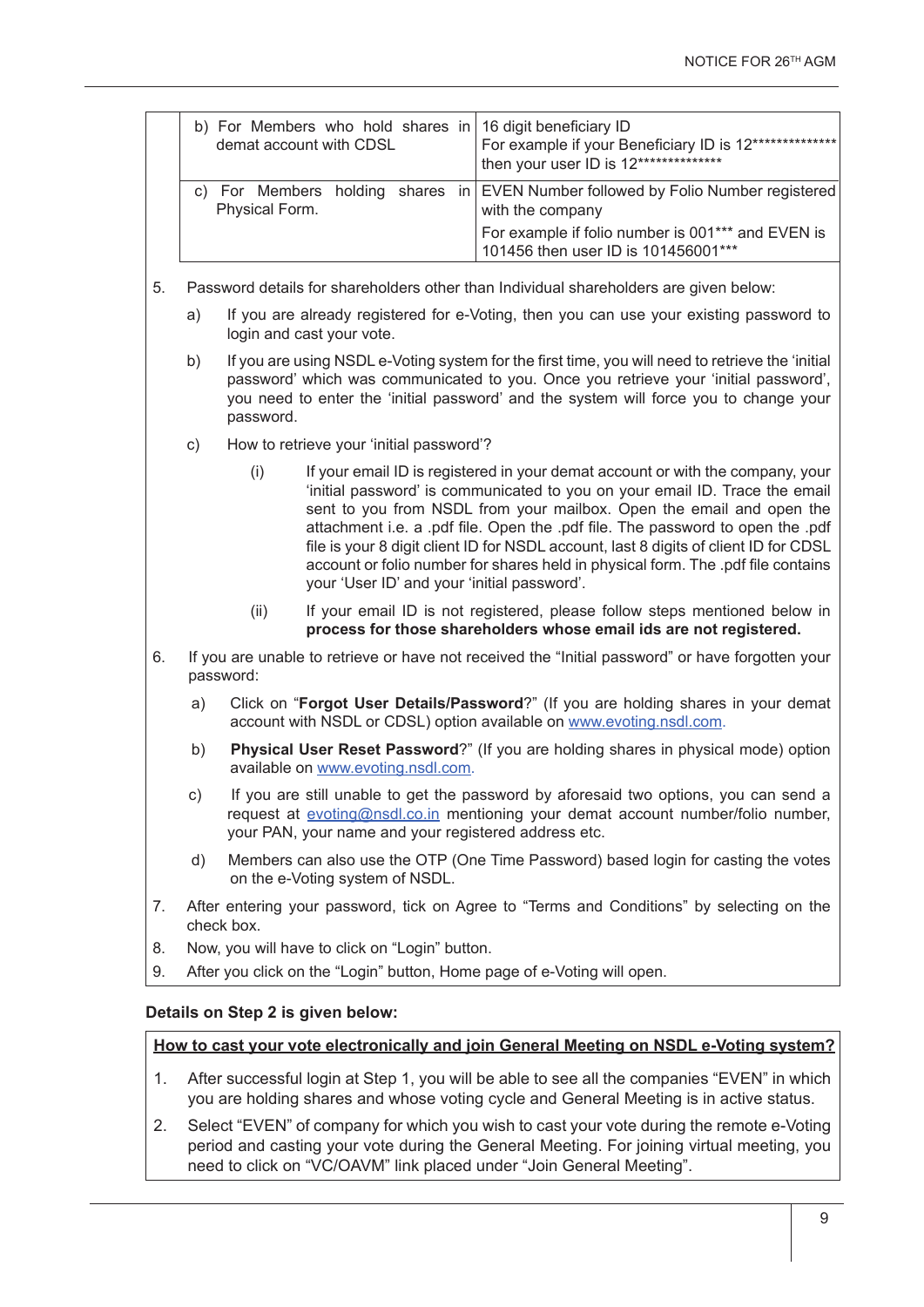| | |
|---|---|
| b) For Members who hold shares in demat account with CDSL | 16 digit beneficiary ID<br>For example if your Beneficiary ID is 12************** then your user ID is 12************** |
| c) For Members holding shares in Physical Form. | EVEN Number followed by Folio Number registered with the company<br>For example if folio number is 001*** and EVEN is 101456 then user ID is 101456001*** |

5. Password details for shareholders other than Individual shareholders are given below:

   a) If you are already registered for e-Voting, then you can use your existing password to login and cast your vote.

   b) If you are using NSDL e-Voting system for the first time, you will need to retrieve the 'initial password' which was communicated to you. Once you retrieve your 'initial password', you need to enter the 'initial password' and the system will force you to change your password.

   c) How to retrieve your 'initial password'?

      (i) If your email ID is registered in your demat account or with the company, your 'initial password' is communicated to you on your email ID. Trace the email sent to you from NSDL from your mailbox. Open the email and open the attachment i.e. a .pdf file. Open the .pdf file. The password to open the .pdf file is your 8 digit client ID for NSDL account, last 8 digits of client ID for CDSL account or folio number for shares held in physical form. The .pdf file contains your 'User ID' and your 'initial password'.

      (ii) If your email ID is not registered, please follow steps mentioned below in **process for those shareholders whose email ids are not registered.**

6. If you are unable to retrieve or have not received the "Initial password" or have forgotten your password:

   a) Click on "**Forgot User Details/Password**?" (If you are holding shares in your demat account with NSDL or CDSL) option available on www.evoting.nsdl.com.

   b) **Physical User Reset Password**?" (If you are holding shares in physical mode) option available on www.evoting.nsdl.com.

   c) If you are still unable to get the password by aforesaid two options, you can send a request at evoting@nsdl.co.in mentioning your demat account number/folio number, your PAN, your name and your registered address etc.

   d) Members can also use the OTP (One Time Password) based login for casting the votes on the e-Voting system of NSDL.

7. After entering your password, tick on Agree to "Terms and Conditions" by selecting on the check box.

8. Now, you will have to click on "Login" button.

9. After you click on the "Login" button, Home page of e-Voting will open.

**Details on Step 2 is given below:**

**<u>How to cast your vote electronically and join General Meeting on NSDL e-Voting system?</u>**

1. After successful login at Step 1, you will be able to see all the companies "EVEN" in which you are holding shares and whose voting cycle and General Meeting is in active status.

2. Select "EVEN" of company for which you wish to cast your vote during the remote e-Voting period and casting your vote during the General Meeting. For joining virtual meeting, you need to click on "VC/OAVM" link placed under "Join General Meeting".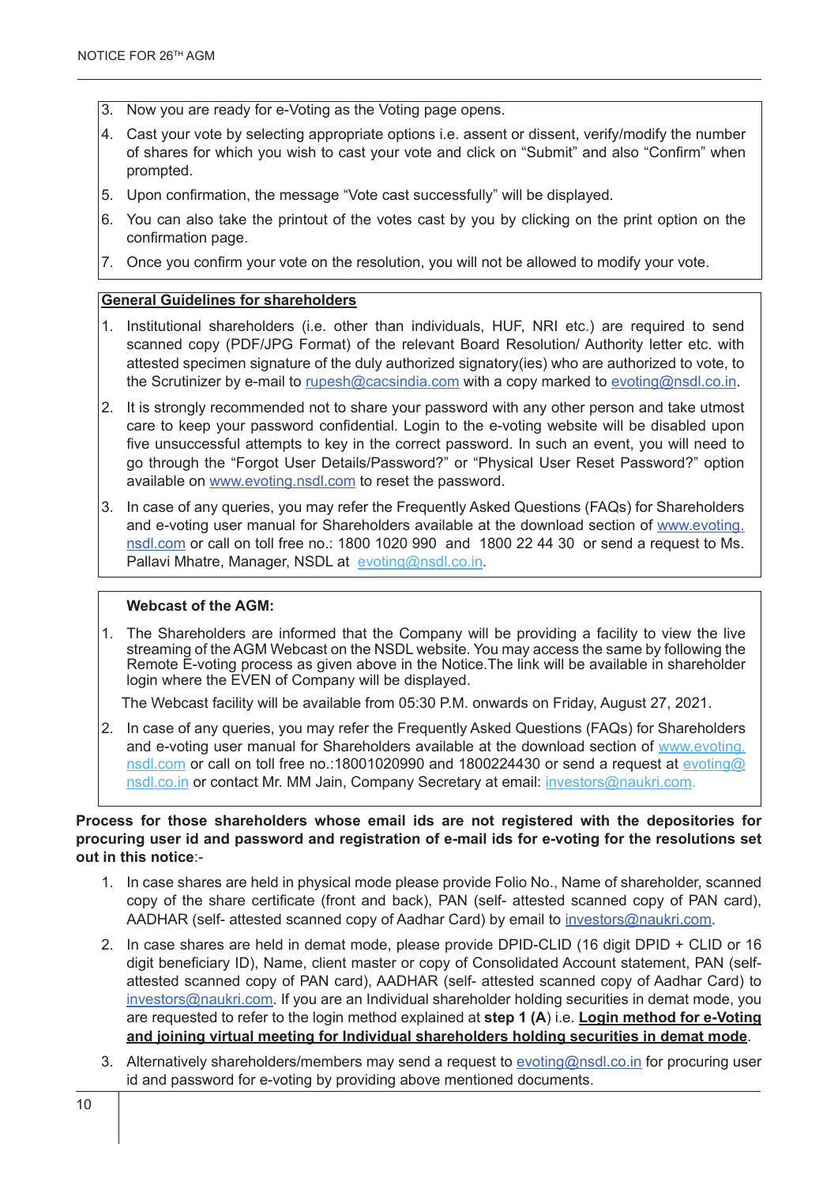3. Now you are ready for e-Voting as the Voting page opens.
4. Cast your vote by selecting appropriate options i.e. assent or dissent, verify/modify the number of shares for which you wish to cast your vote and click on "Submit" and also "Confirm" when prompted.
5. Upon confirmation, the message "Vote cast successfully" will be displayed.
6. You can also take the printout of the votes cast by you by clicking on the print option on the confirmation page.
7. Once you confirm your vote on the resolution, you will not be allowed to modify your vote.

**General Guidelines for shareholders**

1. Institutional shareholders (i.e. other than individuals, HUF, NRI etc.) are required to send scanned copy (PDF/JPG Format) of the relevant Board Resolution/ Authority letter etc. with attested specimen signature of the duly authorized signatory(ies) who are authorized to vote, to the Scrutinizer by e-mail to rupesh@cacsindia.com with a copy marked to evoting@nsdl.co.in.
2. It is strongly recommended not to share your password with any other person and take utmost care to keep your password confidential. Login to the e-voting website will be disabled upon five unsuccessful attempts to key in the correct password. In such an event, you will need to go through the "Forgot User Details/Password?" or "Physical User Reset Password?" option available on www.evoting.nsdl.com to reset the password.
3. In case of any queries, you may refer the Frequently Asked Questions (FAQs) for Shareholders and e-voting user manual for Shareholders available at the download section of www.evoting.nsdl.com or call on toll free no.: 1800 1020 990 and 1800 22 44 30 or send a request to Ms. Pallavi Mhatre, Manager, NSDL at evoting@nsdl.co.in.

**Webcast of the AGM:**

1. The Shareholders are informed that the Company will be providing a facility to view the live streaming of the AGM Webcast on the NSDL website. You may access the same by following the Remote E-voting process as given above in the Notice.The link will be available in shareholder login where the EVEN of Company will be displayed.

   The Webcast facility will be available from 05:30 P.M. onwards on Friday, August 27, 2021.

2. In case of any queries, you may refer the Frequently Asked Questions (FAQs) for Shareholders and e-voting user manual for Shareholders available at the download section of www.evoting.nsdl.com or call on toll free no.:18001020990 and 1800224430 or send a request at evoting@nsdl.co.in or contact Mr. MM Jain, Company Secretary at email: investors@naukri.com.

**Process for those shareholders whose email ids are not registered with the depositories for procuring user id and password and registration of e-mail ids for e-voting for the resolutions set out in this notice**:-

1. In case shares are held in physical mode please provide Folio No., Name of shareholder, scanned copy of the share certificate (front and back), PAN (self- attested scanned copy of PAN card), AADHAR (self- attested scanned copy of Aadhar Card) by email to investors@naukri.com.
2. In case shares are held in demat mode, please provide DPID-CLID (16 digit DPID + CLID or 16 digit beneficiary ID), Name, client master or copy of Consolidated Account statement, PAN (self-attested scanned copy of PAN card), AADHAR (self- attested scanned copy of Aadhar Card) to investors@naukri.com. If you are an Individual shareholder holding securities in demat mode, you are requested to refer to the login method explained at **step 1 (A**) i.e. **Login method for e-Voting and joining virtual meeting for Individual shareholders holding securities in demat mode**.
3. Alternatively shareholders/members may send a request to evoting@nsdl.co.in for procuring user id and password for e-voting by providing above mentioned documents.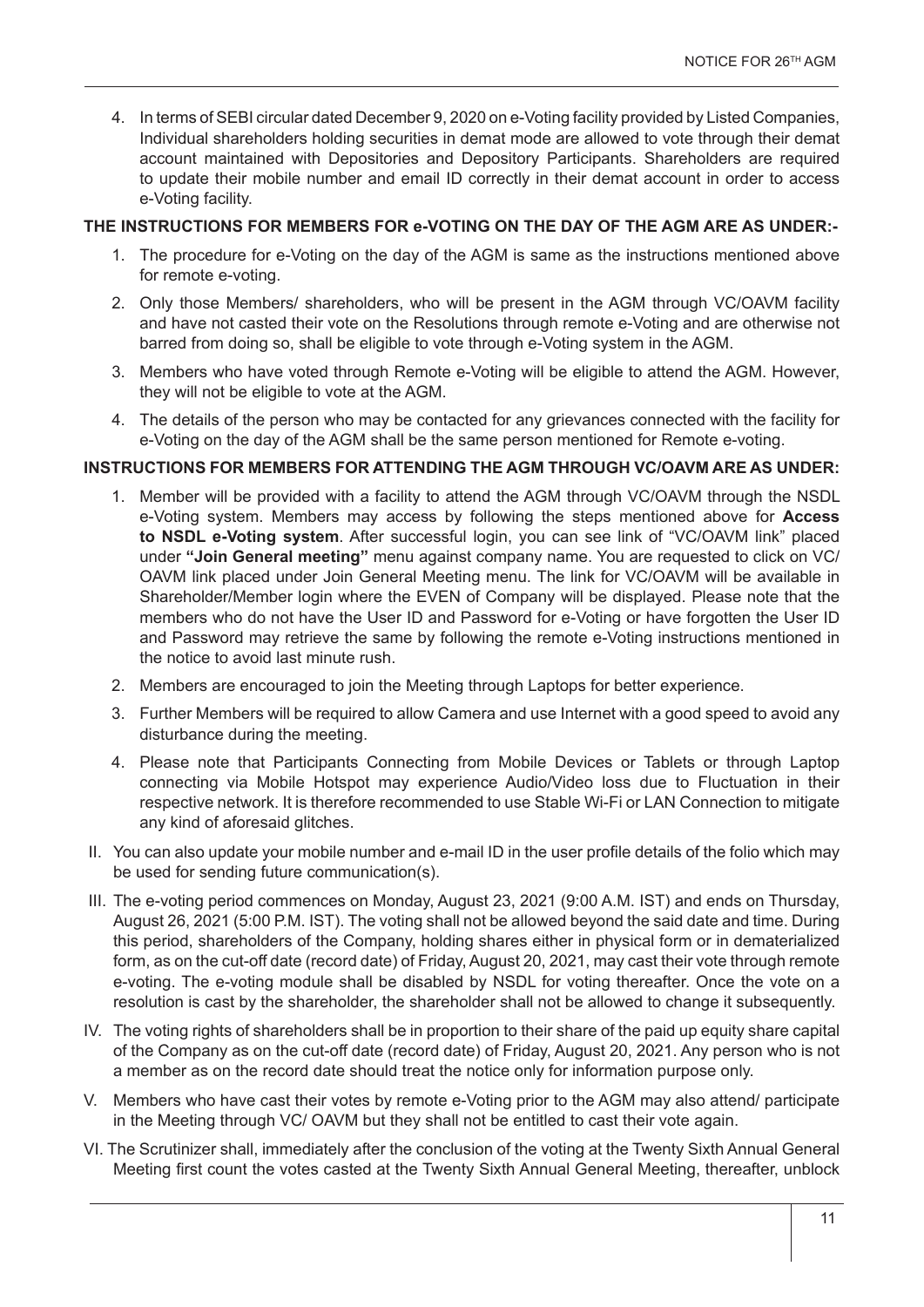4. In terms of SEBI circular dated December 9, 2020 on e-Voting facility provided by Listed Companies, Individual shareholders holding securities in demat mode are allowed to vote through their demat account maintained with Depositories and Depository Participants. Shareholders are required to update their mobile number and email ID correctly in their demat account in order to access e-Voting facility.

**THE INSTRUCTIONS FOR MEMBERS FOR e-VOTING ON THE DAY OF THE AGM ARE AS UNDER:-**

1. The procedure for e-Voting on the day of the AGM is same as the instructions mentioned above for remote e-voting.
2. Only those Members/ shareholders, who will be present in the AGM through VC/OAVM facility and have not casted their vote on the Resolutions through remote e-Voting and are otherwise not barred from doing so, shall be eligible to vote through e-Voting system in the AGM.
3. Members who have voted through Remote e-Voting will be eligible to attend the AGM. However, they will not be eligible to vote at the AGM.
4. The details of the person who may be contacted for any grievances connected with the facility for e-Voting on the day of the AGM shall be the same person mentioned for Remote e-voting.

**INSTRUCTIONS FOR MEMBERS FOR ATTENDING THE AGM THROUGH VC/OAVM ARE AS UNDER:**

1. Member will be provided with a facility to attend the AGM through VC/OAVM through the NSDL e-Voting system. Members may access by following the steps mentioned above for **Access to NSDL e-Voting system**. After successful login, you can see link of "VC/OAVM link" placed under **"Join General meeting"** menu against company name. You are requested to click on VC/OAVM link placed under Join General Meeting menu. The link for VC/OAVM will be available in Shareholder/Member login where the EVEN of Company will be displayed. Please note that the members who do not have the User ID and Password for e-Voting or have forgotten the User ID and Password may retrieve the same by following the remote e-Voting instructions mentioned in the notice to avoid last minute rush.
2. Members are encouraged to join the Meeting through Laptops for better experience.
3. Further Members will be required to allow Camera and use Internet with a good speed to avoid any disturbance during the meeting.
4. Please note that Participants Connecting from Mobile Devices or Tablets or through Laptop connecting via Mobile Hotspot may experience Audio/Video loss due to Fluctuation in their respective network. It is therefore recommended to use Stable Wi-Fi or LAN Connection to mitigate any kind of aforesaid glitches.

II. You can also update your mobile number and e-mail ID in the user profile details of the folio which may be used for sending future communication(s).

III. The e-voting period commences on Monday, August 23, 2021 (9:00 A.M. IST) and ends on Thursday, August 26, 2021 (5:00 P.M. IST). The voting shall not be allowed beyond the said date and time. During this period, shareholders of the Company, holding shares either in physical form or in dematerialized form, as on the cut-off date (record date) of Friday, August 20, 2021, may cast their vote through remote e-voting. The e-voting module shall be disabled by NSDL for voting thereafter. Once the vote on a resolution is cast by the shareholder, the shareholder shall not be allowed to change it subsequently.

IV. The voting rights of shareholders shall be in proportion to their share of the paid up equity share capital of the Company as on the cut-off date (record date) of Friday, August 20, 2021. Any person who is not a member as on the record date should treat the notice only for information purpose only.

V. Members who have cast their votes by remote e-Voting prior to the AGM may also attend/ participate in the Meeting through VC/ OAVM but they shall not be entitled to cast their vote again.

VI. The Scrutinizer shall, immediately after the conclusion of the voting at the Twenty Sixth Annual General Meeting first count the votes casted at the Twenty Sixth Annual General Meeting, thereafter, unblock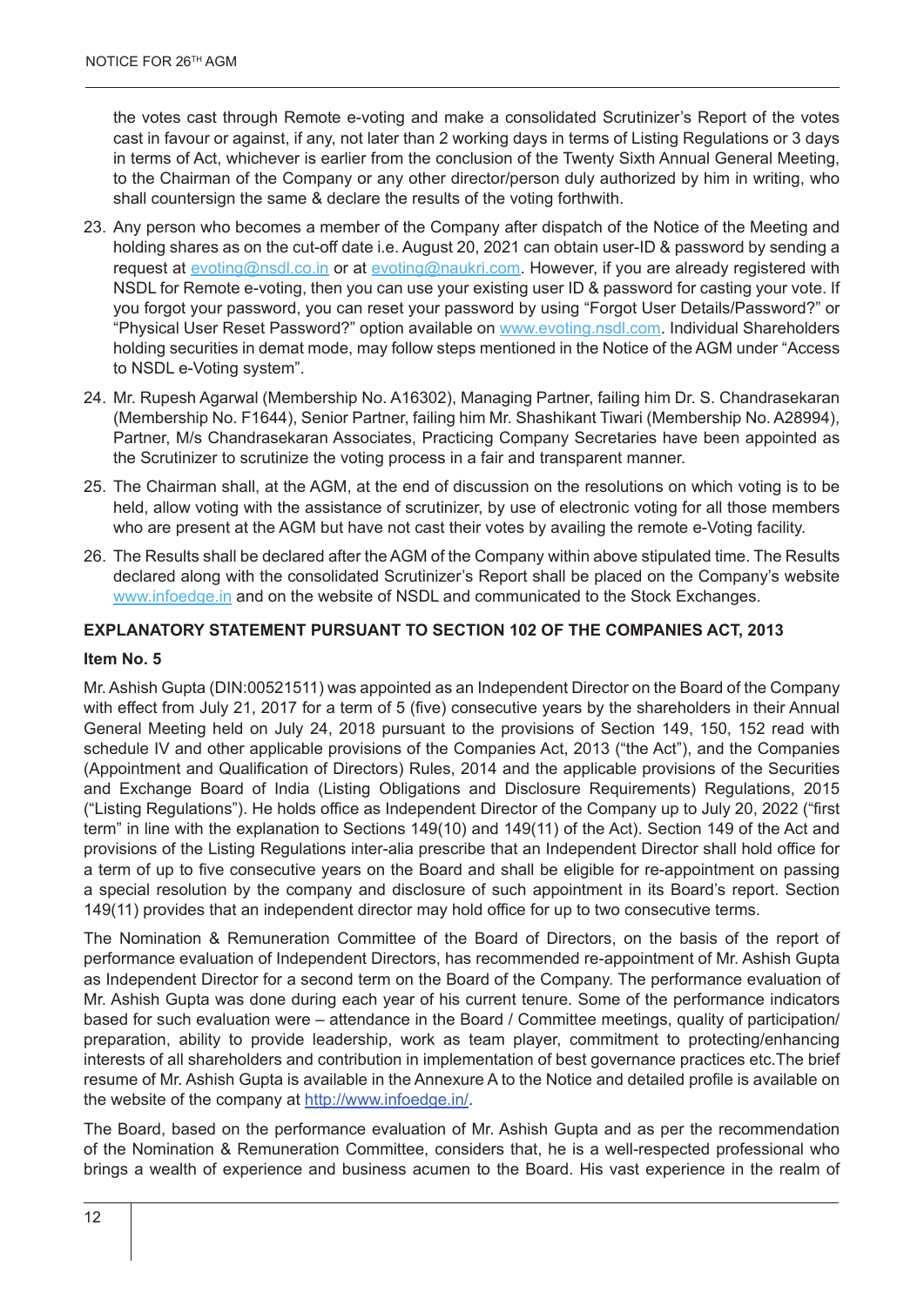the votes cast through Remote e-voting and make a consolidated Scrutinizer's Report of the votes cast in favour or against, if any, not later than 2 working days in terms of Listing Regulations or 3 days in terms of Act, whichever is earlier from the conclusion of the Twenty Sixth Annual General Meeting, to the Chairman of the Company or any other director/person duly authorized by him in writing, who shall countersign the same & declare the results of the voting forthwith.

23. Any person who becomes a member of the Company after dispatch of the Notice of the Meeting and holding shares as on the cut-off date i.e. August 20, 2021 can obtain user-ID & password by sending a request at evoting@nsdl.co.in or at evoting@naukri.com. However, if you are already registered with NSDL for Remote e-voting, then you can use your existing user ID & password for casting your vote. If you forgot your password, you can reset your password by using "Forgot User Details/Password?" or "Physical User Reset Password?" option available on www.evoting.nsdl.com. Individual Shareholders holding securities in demat mode, may follow steps mentioned in the Notice of the AGM under "Access to NSDL e-Voting system".

24. Mr. Rupesh Agarwal (Membership No. A16302), Managing Partner, failing him Dr. S. Chandrasekaran (Membership No. F1644), Senior Partner, failing him Mr. Shashikant Tiwari (Membership No. A28994), Partner, M/s Chandrasekaran Associates, Practicing Company Secretaries have been appointed as the Scrutinizer to scrutinize the voting process in a fair and transparent manner.

25. The Chairman shall, at the AGM, at the end of discussion on the resolutions on which voting is to be held, allow voting with the assistance of scrutinizer, by use of electronic voting for all those members who are present at the AGM but have not cast their votes by availing the remote e-Voting facility.

26. The Results shall be declared after the AGM of the Company within above stipulated time. The Results declared along with the consolidated Scrutinizer's Report shall be placed on the Company's website www.infoedge.in and on the website of NSDL and communicated to the Stock Exchanges.

## EXPLANATORY STATEMENT PURSUANT TO SECTION 102 OF THE COMPANIES ACT, 2013

### Item No. 5

Mr. Ashish Gupta (DIN:00521511) was appointed as an Independent Director on the Board of the Company with effect from July 21, 2017 for a term of 5 (five) consecutive years by the shareholders in their Annual General Meeting held on July 24, 2018 pursuant to the provisions of Section 149, 150, 152 read with schedule IV and other applicable provisions of the Companies Act, 2013 ("the Act"), and the Companies (Appointment and Qualification of Directors) Rules, 2014 and the applicable provisions of the Securities and Exchange Board of India (Listing Obligations and Disclosure Requirements) Regulations, 2015 ("Listing Regulations"). He holds office as Independent Director of the Company up to July 20, 2022 ("first term" in line with the explanation to Sections 149(10) and 149(11) of the Act). Section 149 of the Act and provisions of the Listing Regulations inter-alia prescribe that an Independent Director shall hold office for a term of up to five consecutive years on the Board and shall be eligible for re-appointment on passing a special resolution by the company and disclosure of such appointment in its Board's report. Section 149(11) provides that an independent director may hold office for up to two consecutive terms.

The Nomination & Remuneration Committee of the Board of Directors, on the basis of the report of performance evaluation of Independent Directors, has recommended re-appointment of Mr. Ashish Gupta as Independent Director for a second term on the Board of the Company. The performance evaluation of Mr. Ashish Gupta was done during each year of his current tenure. Some of the performance indicators based for such evaluation were – attendance in the Board / Committee meetings, quality of participation/ preparation, ability to provide leadership, work as team player, commitment to protecting/enhancing interests of all shareholders and contribution in implementation of best governance practices etc.The brief resume of Mr. Ashish Gupta is available in the Annexure A to the Notice and detailed profile is available on the website of the company at http://www.infoedge.in/.

The Board, based on the performance evaluation of Mr. Ashish Gupta and as per the recommendation of the Nomination & Remuneration Committee, considers that, he is a well-respected professional who brings a wealth of experience and business acumen to the Board. His vast experience in the realm of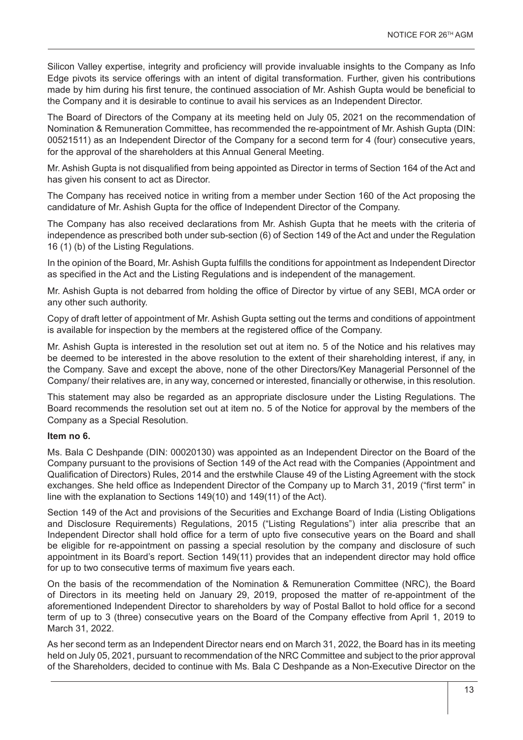Silicon Valley expertise, integrity and proficiency will provide invaluable insights to the Company as Info Edge pivots its service offerings with an intent of digital transformation. Further, given his contributions made by him during his first tenure, the continued association of Mr. Ashish Gupta would be beneficial to the Company and it is desirable to continue to avail his services as an Independent Director.

The Board of Directors of the Company at its meeting held on July 05, 2021 on the recommendation of Nomination & Remuneration Committee, has recommended the re-appointment of Mr. Ashish Gupta (DIN: 00521511) as an Independent Director of the Company for a second term for 4 (four) consecutive years, for the approval of the shareholders at this Annual General Meeting.

Mr. Ashish Gupta is not disqualified from being appointed as Director in terms of Section 164 of the Act and has given his consent to act as Director.

The Company has received notice in writing from a member under Section 160 of the Act proposing the candidature of Mr. Ashish Gupta for the office of Independent Director of the Company.

The Company has also received declarations from Mr. Ashish Gupta that he meets with the criteria of independence as prescribed both under sub-section (6) of Section 149 of the Act and under the Regulation 16 (1) (b) of the Listing Regulations.

In the opinion of the Board, Mr. Ashish Gupta fulfills the conditions for appointment as Independent Director as specified in the Act and the Listing Regulations and is independent of the management.

Mr. Ashish Gupta is not debarred from holding the office of Director by virtue of any SEBI, MCA order or any other such authority.

Copy of draft letter of appointment of Mr. Ashish Gupta setting out the terms and conditions of appointment is available for inspection by the members at the registered office of the Company.

Mr. Ashish Gupta is interested in the resolution set out at item no. 5 of the Notice and his relatives may be deemed to be interested in the above resolution to the extent of their shareholding interest, if any, in the Company. Save and except the above, none of the other Directors/Key Managerial Personnel of the Company/ their relatives are, in any way, concerned or interested, financially or otherwise, in this resolution.

This statement may also be regarded as an appropriate disclosure under the Listing Regulations. The Board recommends the resolution set out at item no. 5 of the Notice for approval by the members of the Company as a Special Resolution.

**Item no 6.**

Ms. Bala C Deshpande (DIN: 00020130) was appointed as an Independent Director on the Board of the Company pursuant to the provisions of Section 149 of the Act read with the Companies (Appointment and Qualification of Directors) Rules, 2014 and the erstwhile Clause 49 of the Listing Agreement with the stock exchanges. She held office as Independent Director of the Company up to March 31, 2019 ("first term" in line with the explanation to Sections 149(10) and 149(11) of the Act).

Section 149 of the Act and provisions of the Securities and Exchange Board of India (Listing Obligations and Disclosure Requirements) Regulations, 2015 ("Listing Regulations") inter alia prescribe that an Independent Director shall hold office for a term of upto five consecutive years on the Board and shall be eligible for re-appointment on passing a special resolution by the company and disclosure of such appointment in its Board's report. Section 149(11) provides that an independent director may hold office for up to two consecutive terms of maximum five years each.

On the basis of the recommendation of the Nomination & Remuneration Committee (NRC), the Board of Directors in its meeting held on January 29, 2019, proposed the matter of re-appointment of the aforementioned Independent Director to shareholders by way of Postal Ballot to hold office for a second term of up to 3 (three) consecutive years on the Board of the Company effective from April 1, 2019 to March 31, 2022.

As her second term as an Independent Director nears end on March 31, 2022, the Board has in its meeting held on July 05, 2021, pursuant to recommendation of the NRC Committee and subject to the prior approval of the Shareholders, decided to continue with Ms. Bala C Deshpande as a Non-Executive Director on the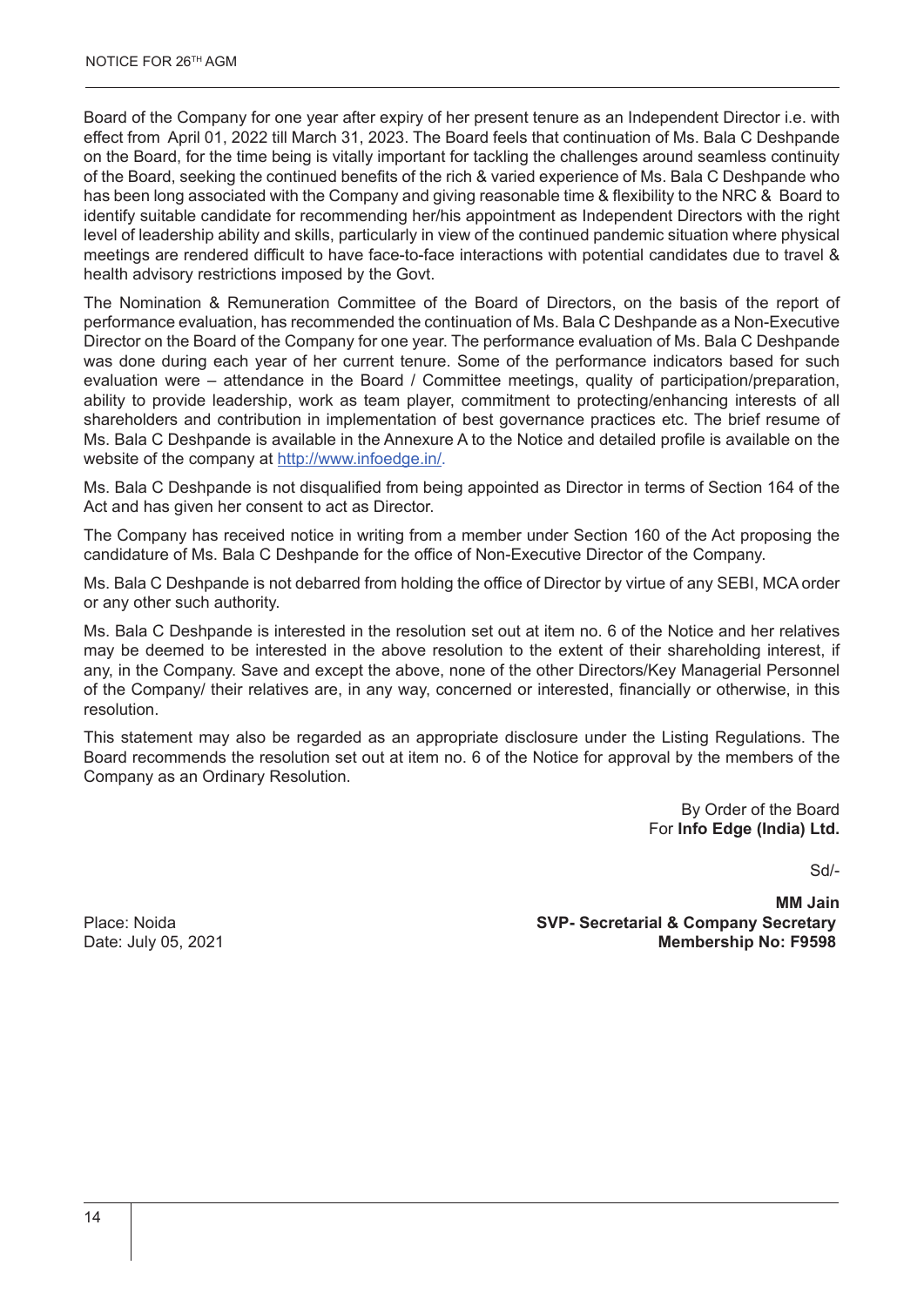Board of the Company for one year after expiry of her present tenure as an Independent Director i.e. with effect from April 01, 2022 till March 31, 2023. The Board feels that continuation of Ms. Bala C Deshpande on the Board, for the time being is vitally important for tackling the challenges around seamless continuity of the Board, seeking the continued benefits of the rich & varied experience of Ms. Bala C Deshpande who has been long associated with the Company and giving reasonable time & flexibility to the NRC & Board to identify suitable candidate for recommending her/his appointment as Independent Directors with the right level of leadership ability and skills, particularly in view of the continued pandemic situation where physical meetings are rendered difficult to have face-to-face interactions with potential candidates due to travel & health advisory restrictions imposed by the Govt.

The Nomination & Remuneration Committee of the Board of Directors, on the basis of the report of performance evaluation, has recommended the continuation of Ms. Bala C Deshpande as a Non-Executive Director on the Board of the Company for one year. The performance evaluation of Ms. Bala C Deshpande was done during each year of her current tenure. Some of the performance indicators based for such evaluation were – attendance in the Board / Committee meetings, quality of participation/preparation, ability to provide leadership, work as team player, commitment to protecting/enhancing interests of all shareholders and contribution in implementation of best governance practices etc. The brief resume of Ms. Bala C Deshpande is available in the Annexure A to the Notice and detailed profile is available on the website of the company at http://www.infoedge.in/.

Ms. Bala C Deshpande is not disqualified from being appointed as Director in terms of Section 164 of the Act and has given her consent to act as Director.

The Company has received notice in writing from a member under Section 160 of the Act proposing the candidature of Ms. Bala C Deshpande for the office of Non-Executive Director of the Company.

Ms. Bala C Deshpande is not debarred from holding the office of Director by virtue of any SEBI, MCA order or any other such authority.

Ms. Bala C Deshpande is interested in the resolution set out at item no. 6 of the Notice and her relatives may be deemed to be interested in the above resolution to the extent of their shareholding interest, if any, in the Company. Save and except the above, none of the other Directors/Key Managerial Personnel of the Company/ their relatives are, in any way, concerned or interested, financially or otherwise, in this resolution.

This statement may also be regarded as an appropriate disclosure under the Listing Regulations. The Board recommends the resolution set out at item no. 6 of the Notice for approval by the members of the Company as an Ordinary Resolution.

By Order of the Board
For **Info Edge (India) Ltd.**

Sd/-

**MM Jain**
**SVP- Secretarial & Company Secretary**
**Membership No: F9598**

Place: Noida
Date: July 05, 2021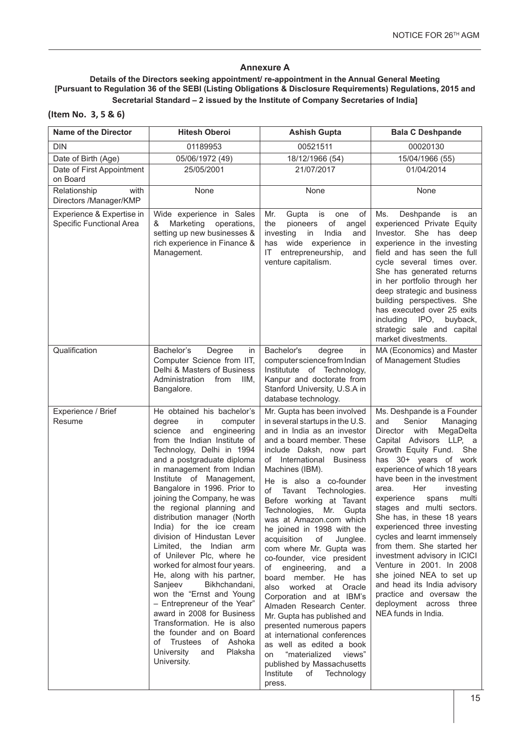## Annexure A

**Details of the Directors seeking appointment/ re-appointment in the Annual General Meeting [Pursuant to Regulation 36 of the SEBI (Listing Obligations & Disclosure Requirements) Regulations, 2015 and Secretarial Standard – 2 issued by the Institute of Company Secretaries of India]**

**(Item No. 3, 5 & 6)**

| Name of the Director | Hitesh Oberoi | Ashish Gupta | Bala C Deshpande |
|---|---|---|---|
| DIN | 01189953 | 00521511 | 00020130 |
| Date of Birth (Age) | 05/06/1972 (49) | 18/12/1966 (54) | 15/04/1966 (55) |
| Date of First Appointment on Board | 25/05/2001 | 21/07/2017 | 01/04/2014 |
| Relationship with Directors /Manager/KMP | None | None | None |
| Experience & Expertise in Specific Functional Area | Wide experience in Sales & Marketing operations, setting up new businesses & rich experience in Finance & Management. | Mr. Gupta is one of the pioneers of angel investing in India and has wide experience in IT entrepreneurship, and venture capitalism. | Ms. Deshpande is an experienced Private Equity Investor. She has deep experience in the investing field and has seen the full cycle several times over. She has generated returns in her portfolio through her deep strategic and business building perspectives. She has executed over 25 exits including IPO, buyback, strategic sale and capital market divestments. |
| Qualification | Bachelor's Degree in Computer Science from IIT, Delhi & Masters of Business Administration from IIM, Bangalore. | Bachelor's degree in computer science from Indian Institute of Technology, Kanpur and doctorate from Stanford University, U.S.A in database technology. | MA (Economics) and Master of Management Studies |
| Experience / Brief Resume | He obtained his bachelor's degree in computer science and engineering from the Indian Institute of Technology, Delhi in 1994 and a postgraduate diploma in management from Indian Institute of Management, Bangalore in 1996. Prior to joining the Company, he was the regional planning and distribution manager (North India) for the ice cream division of Hindustan Lever Limited, the Indian arm of Unilever Plc, where he worked for almost four years. He, along with his partner, Sanjeev Bikhchandani, won the "Ernst and Young – Entrepreneur of the Year" award in 2008 for Business Transformation. He is also the founder and on Board of Trustees of Ashoka University and Plaksha University. | Mr. Gupta has been involved in several startups in the U.S. and in India as an investor and a board member. These include Daksh, now part of International Business Machines (IBM).<br>He is also a co-founder of Tavant Technologies. Before working at Tavant Technologies, Mr. Gupta was at Amazon.com which he joined in 1998 with the acquisition of Junglee. com where Mr. Gupta was co-founder, vice president of engineering, and a board member. He has also worked at Oracle Corporation and at IBM's Almaden Research Center. Mr. Gupta has published and presented numerous papers at international conferences as well as edited a book on "materialized views" published by Massachusetts Institute of Technology press. | Ms. Deshpande is a Founder and Senior Managing Director with MegaDelta Capital Advisors LLP, a Growth Equity Fund. She has 30+ years of work experience of which 18 years have been in the investment area. Her investing experience spans multi stages and multi sectors. She has, in these 18 years experienced three investing cycles and learnt immensely from them. She started her investment advisory in ICICI Venture in 2001. In 2008 she joined NEA to set up and head its India advisory practice and oversaw the deployment across three NEA funds in India. |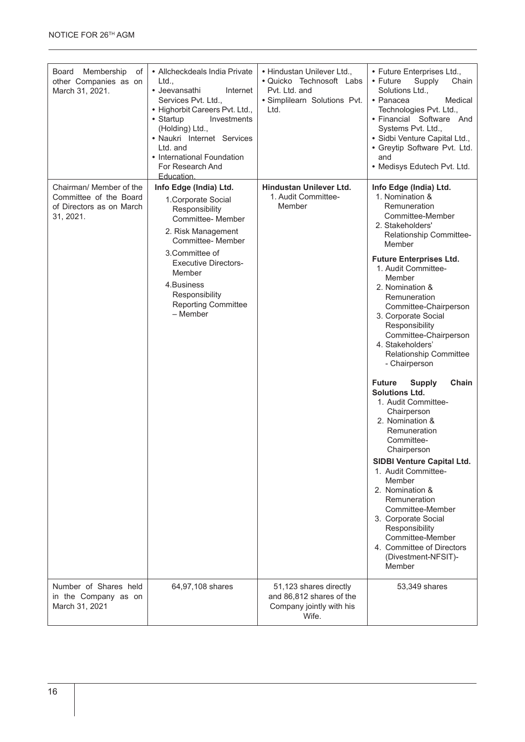| Board Membership of other Companies as on March 31, 2021. | • Allcheckdeals India Private Ltd., • Jeevansathi Internet Services Pvt. Ltd., • Highorbit Careers Pvt. Ltd., • Startup Investments (Holding) Ltd., • Naukri Internet Services Ltd. and • International Foundation For Research And Education. | • Hindustan Unilever Ltd., • Quicko Technosoft Labs Pvt. Ltd. and • Simplilearn Solutions Pvt. Ltd. | • Future Enterprises Ltd., • Future Supply Chain Solutions Ltd., • Panacea Medical Technologies Pvt. Ltd., • Financial Software And Systems Pvt. Ltd., • Sidbi Venture Capital Ltd., • Greytip Software Pvt. Ltd. and • Medisys Edutech Pvt. Ltd. |
|---|---|---|---|
| Chairman/ Member of the Committee of the Board of Directors as on March 31, 2021. | **Info Edge (India) Ltd.** 1. Corporate Social Responsibility Committee- Member 2. Risk Management Committee- Member 3. Committee of Executive Directors- Member 4. Business Responsibility Reporting Committee – Member | **Hindustan Unilever Ltd.** 1. Audit Committee- Member | **Info Edge (India) Ltd.** 1. Nomination & Remuneration Committee-Member 2. Stakeholders' Relationship Committee- Member **Future Enterprises Ltd.** 1. Audit Committee- Member 2. Nomination & Remuneration Committee-Chairperson 3. Corporate Social Responsibility Committee-Chairperson 4. Stakeholders' Relationship Committee - Chairperson **Future Supply Chain Solutions Ltd.** 1. Audit Committee- Chairperson 2. Nomination & Remuneration Committee- Chairperson **SIDBI Venture Capital Ltd.** 1. Audit Committee- Member 2. Nomination & Remuneration Committee-Member 3. Corporate Social Responsibility Committee-Member 4. Committee of Directors (Divestment-NFSIT)- Member |
| Number of Shares held in the Company as on March 31, 2021 | 64,97,108 shares | 51,123 shares directly and 86,812 shares of the Company jointly with his Wife. | 53,349 shares |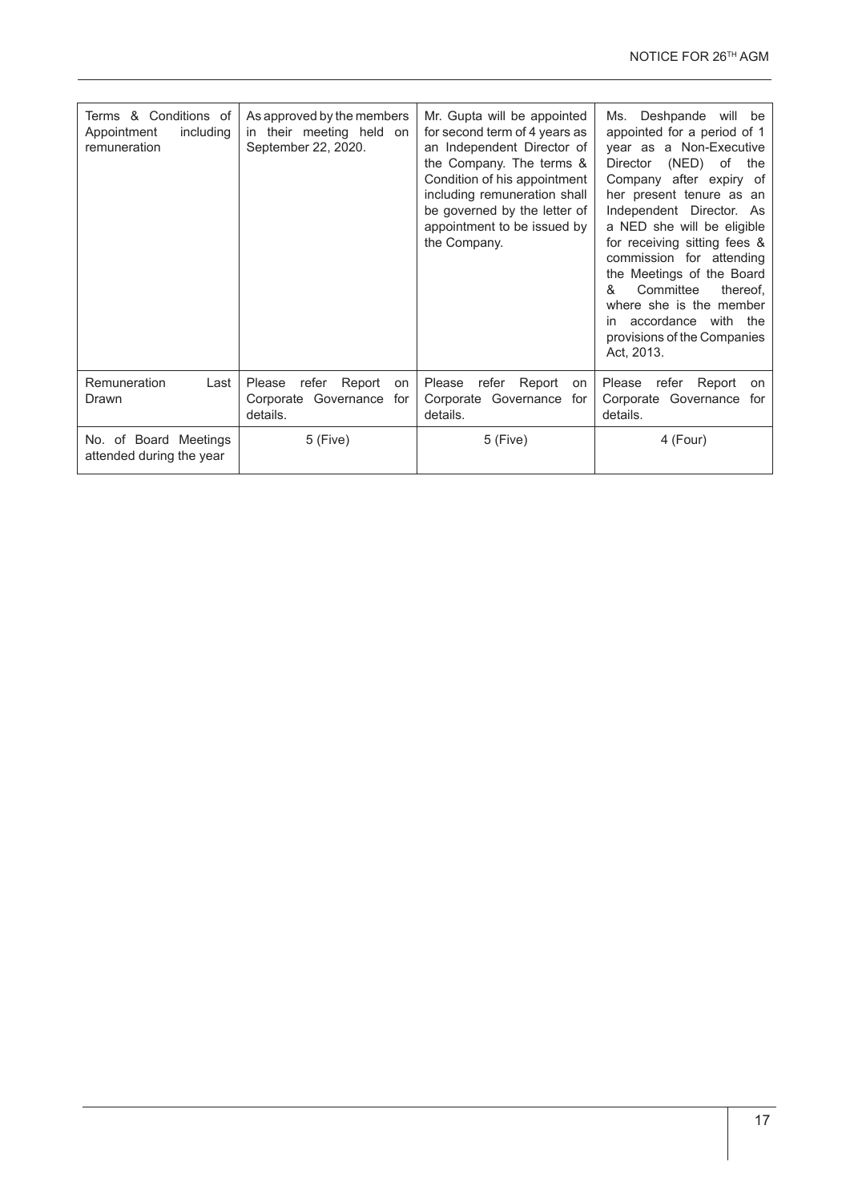| | | | |
|---|---|---|---|
| Terms & Conditions of Appointment including remuneration | As approved by the members in their meeting held on September 22, 2020. | Mr. Gupta will be appointed for second term of 4 years as an Independent Director of the Company. The terms & Condition of his appointment including remuneration shall be governed by the letter of appointment to be issued by the Company. | Ms. Deshpande will be appointed for a period of 1 year as a Non-Executive Director (NED) of the Company after expiry of her present tenure as an Independent Director. As a NED she will be eligible for receiving sitting fees & commission for attending the Meetings of the Board & Committee thereof, where she is the member in accordance with the provisions of the Companies Act, 2013. |
| Remuneration Last Drawn | Please refer Report on Corporate Governance for details. | Please refer Report on Corporate Governance for details. | Please refer Report on Corporate Governance for details. |
| No. of Board Meetings attended during the year | 5 (Five) | 5 (Five) | 4 (Four) |